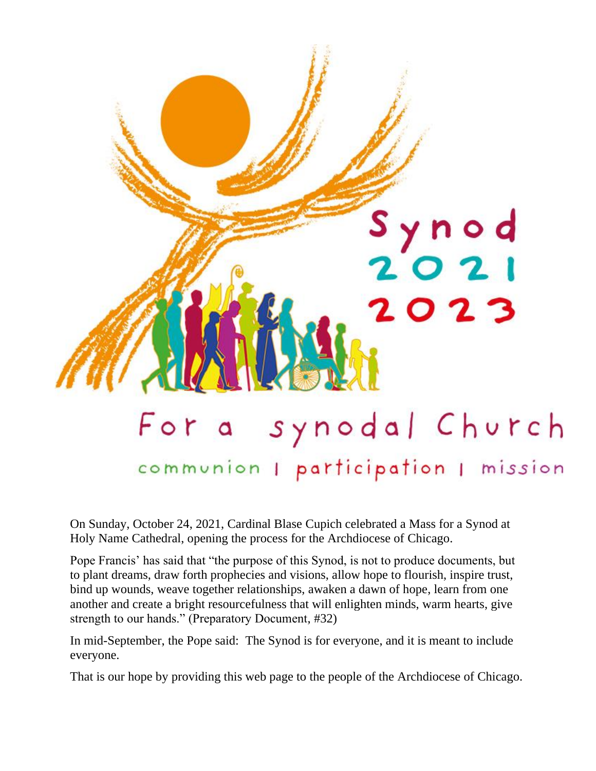Synod 2021 2023

# For a synodal Church

communion | participation | mission

On Sunday, October 24, 2021, Cardinal Blase Cupich celebrated a Mass for a Synod at Holy Name Cathedral, opening the process for the Archdiocese of Chicago.

Pope Francis' has said that "the purpose of this Synod, is not to produce documents, but to plant dreams, draw forth prophecies and visions, allow hope to flourish, inspire trust, bind up wounds, weave together relationships, awaken a dawn of hope, learn from one another and create a bright resourcefulness that will enlighten minds, warm hearts, give strength to our hands." (Preparatory Document, #32)

In mid-September, the Pope said: The Synod is for everyone, and it is meant to include everyone.

That is our hope by providing this web page to the people of the Archdiocese of Chicago.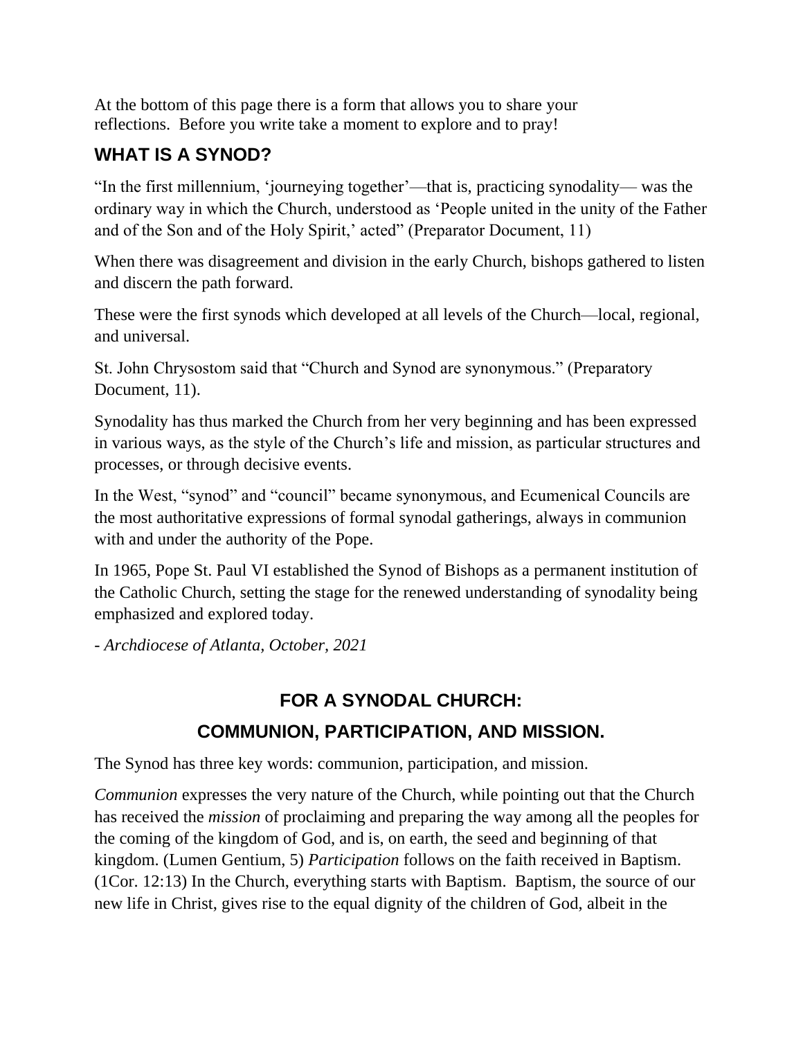At the bottom of this page there is a form that allows you to share your reflections.  Before you write take a moment to explore and to pray!

## WHAT IS A SYNOD?

"In the first millennium, 'journeying together'—that is, practicing synodality— was the ordinary way in which the Church, understood as 'People united in the unity of the Father and of the Son and of the Holy Spirit,' acted" (Preparator Document, 11)

When there was disagreement and division in the early Church, bishops gathered to listen and discern the path forward.

These were the first synods which developed at all levels of the Church—local, regional, and universal.

St. John Chrysostom said that "Church and Synod are synonymous." (Preparatory Document, 11).

Synodality has thus marked the Church from her very beginning and has been expressed in various ways, as the style of the Church's life and mission, as particular structures and processes, or through decisive events.

In the West, "synod" and "council" became synonymous, and Ecumenical Councils are the most authoritative expressions of formal synodal gatherings, always in communion with and under the authority of the Pope.

In 1965, Pope St. Paul VI established the Synod of Bishops as a permanent institution of the Catholic Church, setting the stage for the renewed understanding of synodality being emphasized and explored today.

*- Archdiocese of Atlanta, October, 2021*

## FOR A SYNODAL CHURCH:
## COMMUNION, PARTICIPATION, AND MISSION.

The Synod has three key words: communion, participation, and mission.

*Communion* expresses the very nature of the Church, while pointing out that the Church has received the *mission* of proclaiming and preparing the way among all the peoples for the coming of the kingdom of God, and is, on earth, the seed and beginning of that kingdom. (Lumen Gentium, 5) *Participation* follows on the faith received in Baptism. (1Cor. 12:13) In the Church, everything starts with Baptism.  Baptism, the source of our new life in Christ, gives rise to the equal dignity of the children of God, albeit in the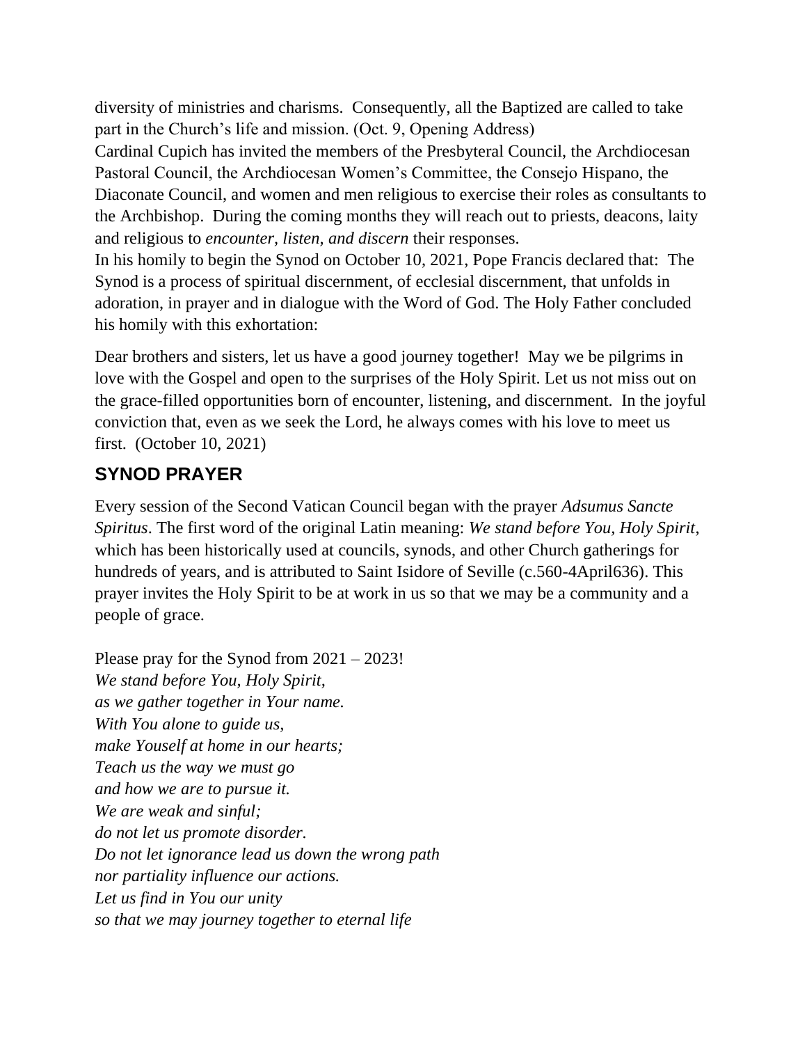diversity of ministries and charisms. Consequently, all the Baptized are called to take part in the Church's life and mission. (Oct. 9, Opening Address)

Cardinal Cupich has invited the members of the Presbyteral Council, the Archdiocesan Pastoral Council, the Archdiocesan Women's Committee, the Consejo Hispano, the Diaconate Council, and women and men religious to exercise their roles as consultants to the Archbishop. During the coming months they will reach out to priests, deacons, laity and religious to *encounter, listen, and discern* their responses.

In his homily to begin the Synod on October 10, 2021, Pope Francis declared that: The Synod is a process of spiritual discernment, of ecclesial discernment, that unfolds in adoration, in prayer and in dialogue with the Word of God. The Holy Father concluded his homily with this exhortation:

Dear brothers and sisters, let us have a good journey together! May we be pilgrims in love with the Gospel and open to the surprises of the Holy Spirit. Let us not miss out on the grace-filled opportunities born of encounter, listening, and discernment. In the joyful conviction that, even as we seek the Lord, he always comes with his love to meet us first. (October 10, 2021)

## SYNOD PRAYER

Every session of the Second Vatican Council began with the prayer *Adsumus Sancte Spiritus*. The first word of the original Latin meaning: *We stand before You, Holy Spirit*, which has been historically used at councils, synods, and other Church gatherings for hundreds of years, and is attributed to Saint Isidore of Seville (c.560-4April636). This prayer invites the Holy Spirit to be at work in us so that we may be a community and a people of grace.

Please pray for the Synod from 2021 – 2023!
*We stand before You, Holy Spirit,*
*as we gather together in Your name.*
*With You alone to guide us,*
*make Youself at home in our hearts;*
*Teach us the way we must go*
*and how we are to pursue it.*
*We are weak and sinful;*
*do not let us promote disorder.*
*Do not let ignorance lead us down the wrong path*
*nor partiality influence our actions.*
*Let us find in You our unity*
*so that we may journey together to eternal life*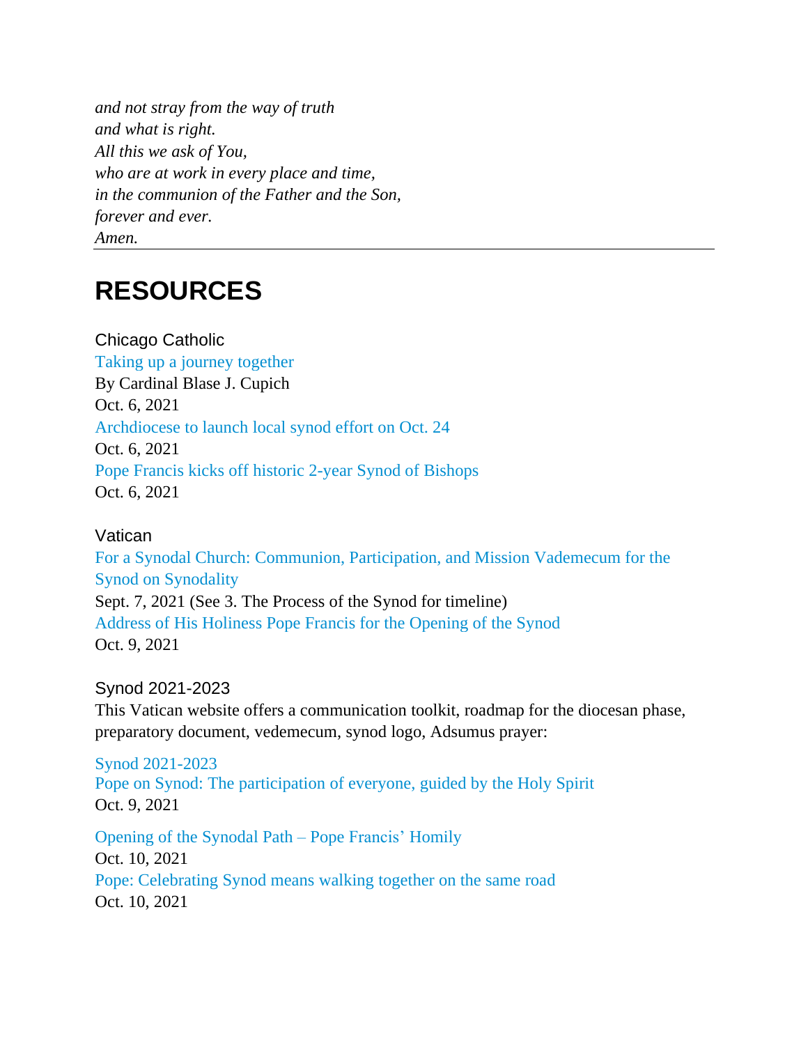*and not stray from the way of truth*
*and what is right.*
*All this we ask of You,*
*who are at work in every place and time,*
*in the communion of the Father and the Son,*
*forever and ever.*
*Amen.*

---

# RESOURCES

### Chicago Catholic

Taking up a journey together
By Cardinal Blase J. Cupich
Oct. 6, 2021
Archdiocese to launch local synod effort on Oct. 24
Oct. 6, 2021
Pope Francis kicks off historic 2-year Synod of Bishops
Oct. 6, 2021

### Vatican

For a Synodal Church: Communion, Participation, and Mission Vademecum for the Synod on Synodality
Sept. 7, 2021 (See 3. The Process of the Synod for timeline)
Address of His Holiness Pope Francis for the Opening of the Synod
Oct. 9, 2021

### Synod 2021-2023

This Vatican website offers a communication toolkit, roadmap for the diocesan phase, preparatory document, vedemecum, synod logo, Adsumus prayer:

Synod 2021-2023
Pope on Synod: The participation of everyone, guided by the Holy Spirit
Oct. 9, 2021

Opening of the Synodal Path – Pope Francis' Homily
Oct. 10, 2021
Pope: Celebrating Synod means walking together on the same road
Oct. 10, 2021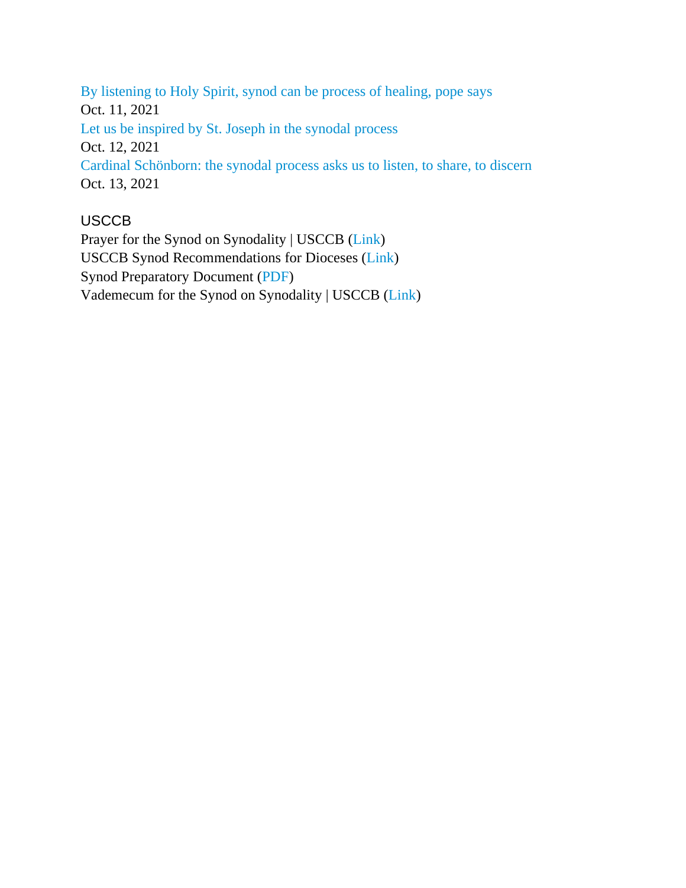By listening to Holy Spirit, synod can be process of healing, pope says
Oct. 11, 2021
Let us be inspired by St. Joseph in the synodal process
Oct. 12, 2021
Cardinal Schönborn: the synodal process asks us to listen, to share, to discern
Oct. 13, 2021

USCCB
Prayer for the Synod on Synodality | USCCB (Link)
USCCB Synod Recommendations for Dioceses (Link)
Synod Preparatory Document (PDF)
Vademecum for the Synod on Synodality | USCCB (Link)